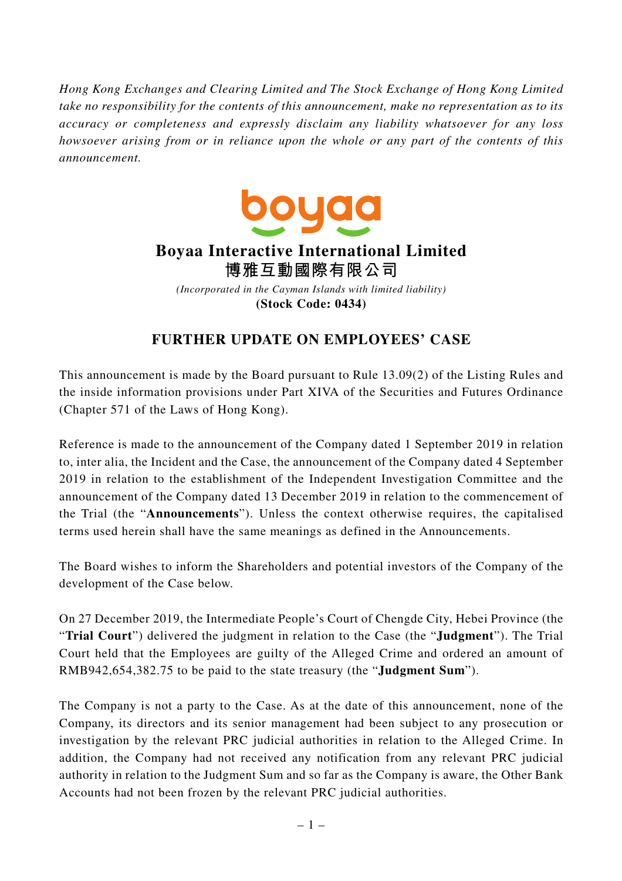*Hong Kong Exchanges and Clearing Limited and The Stock Exchange of Hong Kong Limited take no responsibility for the contents of this announcement, make no representation as to its accuracy or completeness and expressly disclaim any liability whatsoever for any loss howsoever arising from or in reliance upon the whole or any part of the contents of this announcement.*

boyaa

**Boyaa Interactive International Limited**
**博雅互動國際有限公司**

*(Incorporated in the Cayman Islands with limited liability)*
**(Stock Code: 0434)**

## FURTHER UPDATE ON EMPLOYEES' CASE

This announcement is made by the Board pursuant to Rule 13.09(2) of the Listing Rules and the inside information provisions under Part XIVA of the Securities and Futures Ordinance (Chapter 571 of the Laws of Hong Kong).

Reference is made to the announcement of the Company dated 1 September 2019 in relation to, inter alia, the Incident and the Case, the announcement of the Company dated 4 September 2019 in relation to the establishment of the Independent Investigation Committee and the announcement of the Company dated 13 December 2019 in relation to the commencement of the Trial (the "**Announcements**"). Unless the context otherwise requires, the capitalised terms used herein shall have the same meanings as defined in the Announcements.

The Board wishes to inform the Shareholders and potential investors of the Company of the development of the Case below.

On 27 December 2019, the Intermediate People's Court of Chengde City, Hebei Province (the "**Trial Court**") delivered the judgment in relation to the Case (the "**Judgment**"). The Trial Court held that the Employees are guilty of the Alleged Crime and ordered an amount of RMB942,654,382.75 to be paid to the state treasury (the "**Judgment Sum**").

The Company is not a party to the Case. As at the date of this announcement, none of the Company, its directors and its senior management had been subject to any prosecution or investigation by the relevant PRC judicial authorities in relation to the Alleged Crime. In addition, the Company had not received any notification from any relevant PRC judicial authority in relation to the Judgment Sum and so far as the Company is aware, the Other Bank Accounts had not been frozen by the relevant PRC judicial authorities.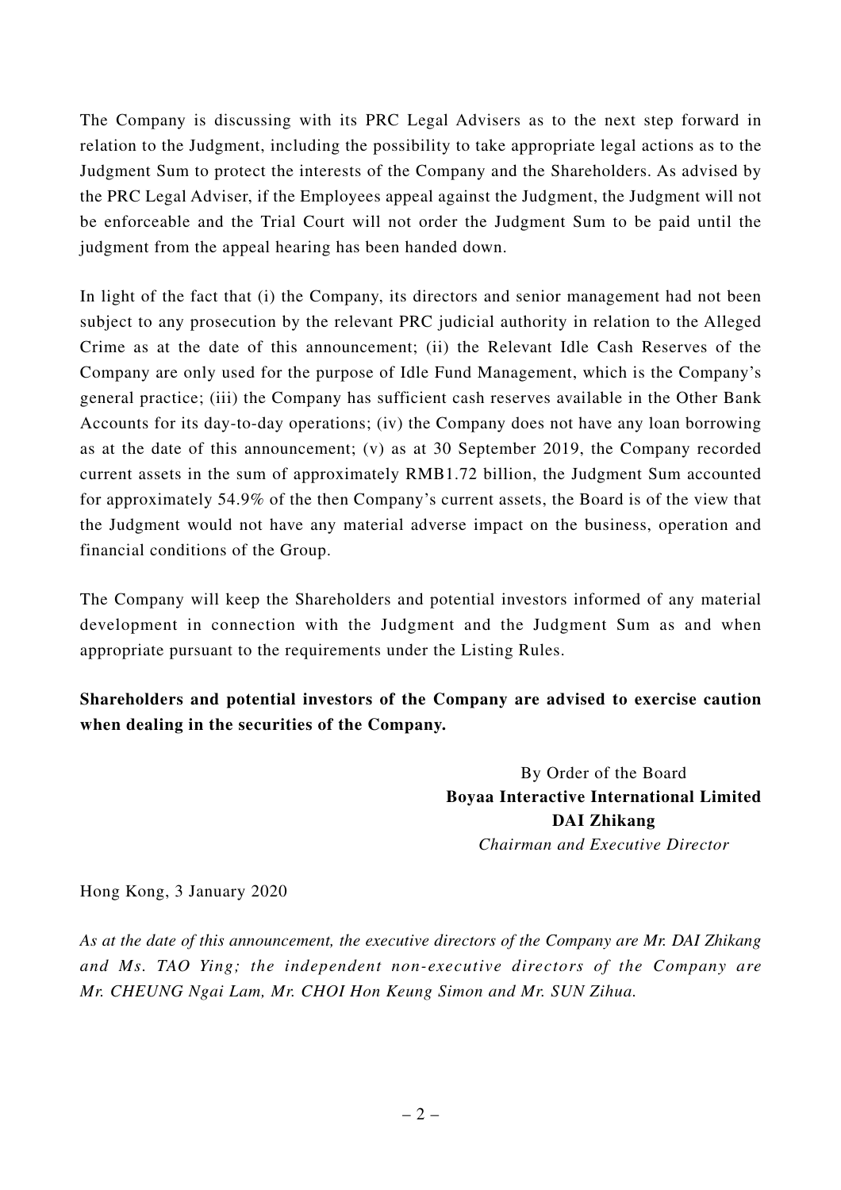The Company is discussing with its PRC Legal Advisers as to the next step forward in relation to the Judgment, including the possibility to take appropriate legal actions as to the Judgment Sum to protect the interests of the Company and the Shareholders. As advised by the PRC Legal Adviser, if the Employees appeal against the Judgment, the Judgment will not be enforceable and the Trial Court will not order the Judgment Sum to be paid until the judgment from the appeal hearing has been handed down.

In light of the fact that (i) the Company, its directors and senior management had not been subject to any prosecution by the relevant PRC judicial authority in relation to the Alleged Crime as at the date of this announcement; (ii) the Relevant Idle Cash Reserves of the Company are only used for the purpose of Idle Fund Management, which is the Company's general practice; (iii) the Company has sufficient cash reserves available in the Other Bank Accounts for its day-to-day operations; (iv) the Company does not have any loan borrowing as at the date of this announcement; (v) as at 30 September 2019, the Company recorded current assets in the sum of approximately RMB1.72 billion, the Judgment Sum accounted for approximately 54.9% of the then Company's current assets, the Board is of the view that the Judgment would not have any material adverse impact on the business, operation and financial conditions of the Group.

The Company will keep the Shareholders and potential investors informed of any material development in connection with the Judgment and the Judgment Sum as and when appropriate pursuant to the requirements under the Listing Rules.

**Shareholders and potential investors of the Company are advised to exercise caution when dealing in the securities of the Company.**

By Order of the Board
**Boyaa Interactive International Limited**
**DAI Zhikang**
*Chairman and Executive Director*

Hong Kong, 3 January 2020

*As at the date of this announcement, the executive directors of the Company are Mr. DAI Zhikang and Ms. TAO Ying; the independent non-executive directors of the Company are Mr. CHEUNG Ngai Lam, Mr. CHOI Hon Keung Simon and Mr. SUN Zihua.*